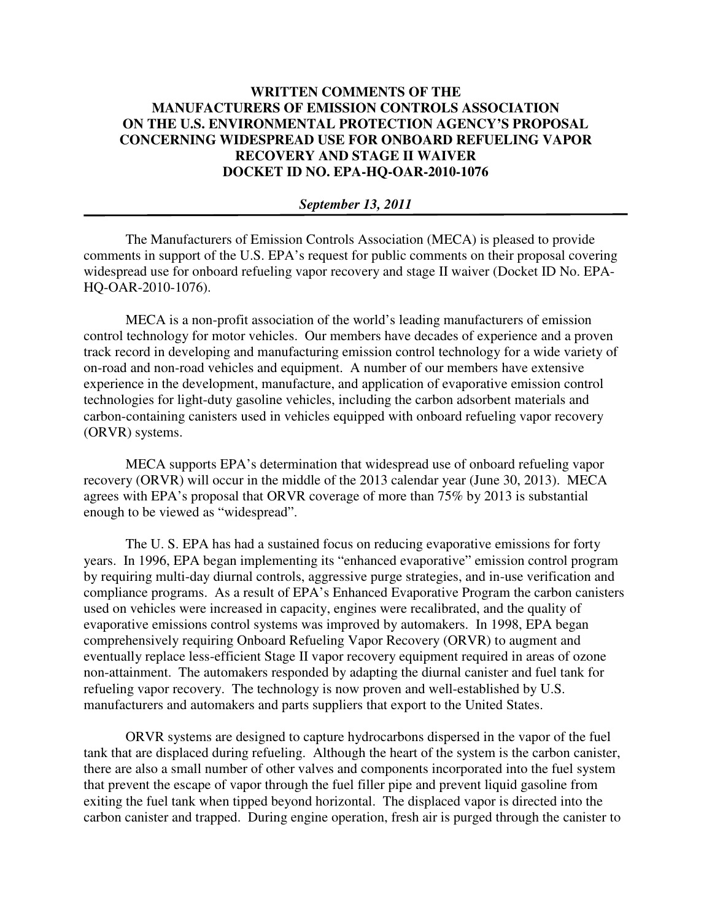# WRITTEN COMMENTS OF THE MANUFACTURERS OF EMISSION CONTROLS ASSOCIATION ON THE U.S. ENVIRONMENTAL PROTECTION AGENCY'S PROPOSAL CONCERNING WIDESPREAD USE FOR ONBOARD REFUELING VAPOR RECOVERY AND STAGE II WAIVER DOCKET ID NO. EPA-HQ-OAR-2010-1076

***September 13, 2011***

---

The Manufacturers of Emission Controls Association (MECA) is pleased to provide comments in support of the U.S. EPA's request for public comments on their proposal covering widespread use for onboard refueling vapor recovery and stage II waiver (Docket ID No. EPA-HQ-OAR-2010-1076).

MECA is a non-profit association of the world's leading manufacturers of emission control technology for motor vehicles. Our members have decades of experience and a proven track record in developing and manufacturing emission control technology for a wide variety of on-road and non-road vehicles and equipment. A number of our members have extensive experience in the development, manufacture, and application of evaporative emission control technologies for light-duty gasoline vehicles, including the carbon adsorbent materials and carbon-containing canisters used in vehicles equipped with onboard refueling vapor recovery (ORVR) systems.

MECA supports EPA's determination that widespread use of onboard refueling vapor recovery (ORVR) will occur in the middle of the 2013 calendar year (June 30, 2013). MECA agrees with EPA's proposal that ORVR coverage of more than 75% by 2013 is substantial enough to be viewed as "widespread".

The U. S. EPA has had a sustained focus on reducing evaporative emissions for forty years. In 1996, EPA began implementing its "enhanced evaporative" emission control program by requiring multi-day diurnal controls, aggressive purge strategies, and in-use verification and compliance programs. As a result of EPA's Enhanced Evaporative Program the carbon canisters used on vehicles were increased in capacity, engines were recalibrated, and the quality of evaporative emissions control systems was improved by automakers. In 1998, EPA began comprehensively requiring Onboard Refueling Vapor Recovery (ORVR) to augment and eventually replace less-efficient Stage II vapor recovery equipment required in areas of ozone non-attainment. The automakers responded by adapting the diurnal canister and fuel tank for refueling vapor recovery. The technology is now proven and well-established by U.S. manufacturers and automakers and parts suppliers that export to the United States.

ORVR systems are designed to capture hydrocarbons dispersed in the vapor of the fuel tank that are displaced during refueling. Although the heart of the system is the carbon canister, there are also a small number of other valves and components incorporated into the fuel system that prevent the escape of vapor through the fuel filler pipe and prevent liquid gasoline from exiting the fuel tank when tipped beyond horizontal. The displaced vapor is directed into the carbon canister and trapped. During engine operation, fresh air is purged through the canister to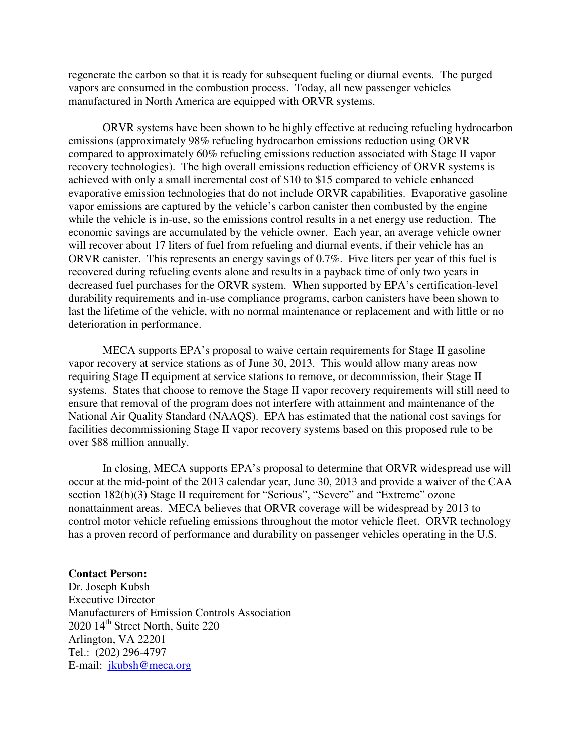regenerate the carbon so that it is ready for subsequent fueling or diurnal events. The purged vapors are consumed in the combustion process. Today, all new passenger vehicles manufactured in North America are equipped with ORVR systems.

ORVR systems have been shown to be highly effective at reducing refueling hydrocarbon emissions (approximately 98% refueling hydrocarbon emissions reduction using ORVR compared to approximately 60% refueling emissions reduction associated with Stage II vapor recovery technologies). The high overall emissions reduction efficiency of ORVR systems is achieved with only a small incremental cost of \$10 to \$15 compared to vehicle enhanced evaporative emission technologies that do not include ORVR capabilities. Evaporative gasoline vapor emissions are captured by the vehicle's carbon canister then combusted by the engine while the vehicle is in-use, so the emissions control results in a net energy use reduction. The economic savings are accumulated by the vehicle owner. Each year, an average vehicle owner will recover about 17 liters of fuel from refueling and diurnal events, if their vehicle has an ORVR canister. This represents an energy savings of 0.7%. Five liters per year of this fuel is recovered during refueling events alone and results in a payback time of only two years in decreased fuel purchases for the ORVR system. When supported by EPA's certification-level durability requirements and in-use compliance programs, carbon canisters have been shown to last the lifetime of the vehicle, with no normal maintenance or replacement and with little or no deterioration in performance.

MECA supports EPA's proposal to waive certain requirements for Stage II gasoline vapor recovery at service stations as of June 30, 2013. This would allow many areas now requiring Stage II equipment at service stations to remove, or decommission, their Stage II systems. States that choose to remove the Stage II vapor recovery requirements will still need to ensure that removal of the program does not interfere with attainment and maintenance of the National Air Quality Standard (NAAQS). EPA has estimated that the national cost savings for facilities decommissioning Stage II vapor recovery systems based on this proposed rule to be over \$88 million annually.

In closing, MECA supports EPA's proposal to determine that ORVR widespread use will occur at the mid-point of the 2013 calendar year, June 30, 2013 and provide a waiver of the CAA section 182(b)(3) Stage II requirement for "Serious", "Severe" and "Extreme" ozone nonattainment areas. MECA believes that ORVR coverage will be widespread by 2013 to control motor vehicle refueling emissions throughout the motor vehicle fleet. ORVR technology has a proven record of performance and durability on passenger vehicles operating in the U.S.

**Contact Person:**
Dr. Joseph Kubsh
Executive Director
Manufacturers of Emission Controls Association
2020 14th Street North, Suite 220
Arlington, VA 22201
Tel.: (202) 296-4797
E-mail: jkubsh@meca.org